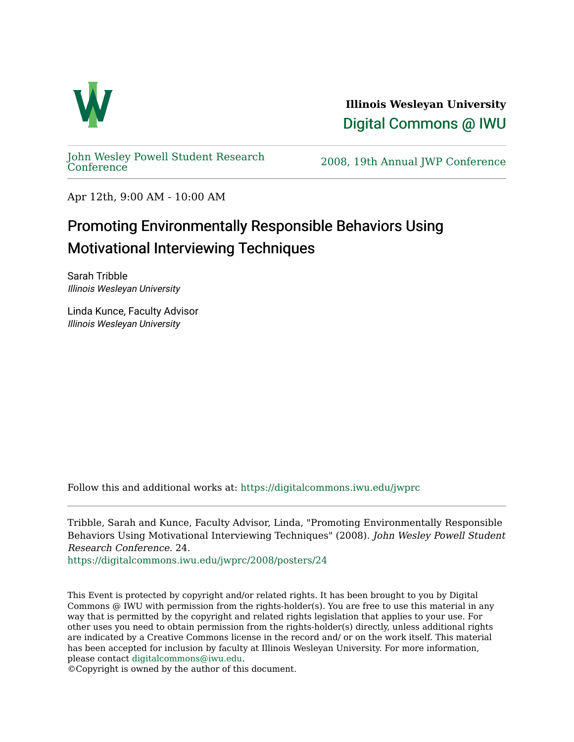**Illinois Wesleyan University**

Digital Commons @ IWU

John Wesley Powell Student Research Conference

2008, 19th Annual JWP Conference

Apr 12th, 9:00 AM - 10:00 AM

# Promoting Environmentally Responsible Behaviors Using Motivational Interviewing Techniques

Sarah Tribble
*Illinois Wesleyan University*

Linda Kunce, Faculty Advisor
*Illinois Wesleyan University*

Follow this and additional works at: https://digitalcommons.iwu.edu/jwprc

Tribble, Sarah and Kunce, Faculty Advisor, Linda, "Promoting Environmentally Responsible Behaviors Using Motivational Interviewing Techniques" (2008). *John Wesley Powell Student Research Conference*. 24.
https://digitalcommons.iwu.edu/jwprc/2008/posters/24

This Event is protected by copyright and/or related rights. It has been brought to you by Digital Commons @ IWU with permission from the rights-holder(s). You are free to use this material in any way that is permitted by the copyright and related rights legislation that applies to your use. For other uses you need to obtain permission from the rights-holder(s) directly, unless additional rights are indicated by a Creative Commons license in the record and/ or on the work itself. This material has been accepted for inclusion by faculty at Illinois Wesleyan University. For more information, please contact digitalcommons@iwu.edu.
©Copyright is owned by the author of this document.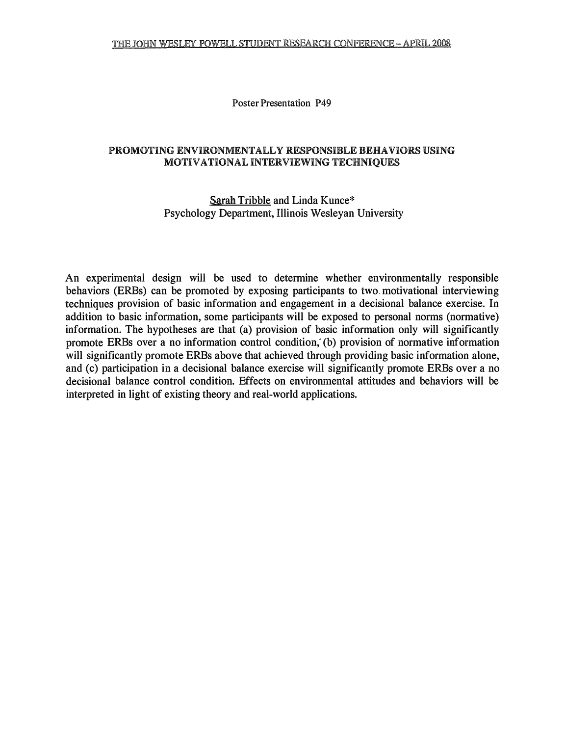Poster Presentation P49

## PROMOTING ENVIRONMENTALLY RESPONSIBLE BEHAVIORS USING MOTIVATIONAL INTERVIEWING TECHNIQUES

Sarah Tribble and Linda Kunce*
Psychology Department, Illinois Wesleyan University

An experimental design will be used to determine whether environmentally responsible behaviors (ERBs) can be promoted by exposing participants to two motivational interviewing techniques provision of basic information and engagement in a decisional balance exercise. In addition to basic information, some participants will be exposed to personal norms (normative) information. The hypotheses are that (a) provision of basic information only will significantly promote ERBs over a no information control condition, (b) provision of normative information will significantly promote ERBs above that achieved through providing basic information alone, and (c) participation in a decisional balance exercise will significantly promote ERBs over a no decisional balance control condition. Effects on environmental attitudes and behaviors will be interpreted in light of existing theory and real-world applications.